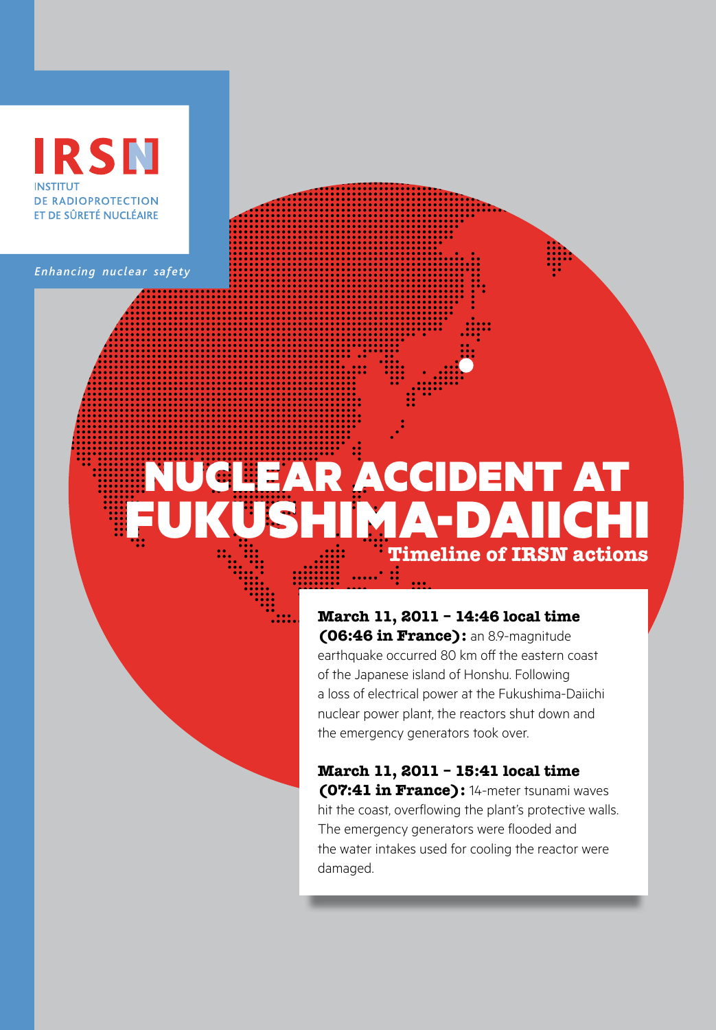IRSN

INSTITUT
DE RADIOPROTECTION
ET DE SÛRETÉ NUCLÉAIRE

*Enhancing nuclear safety*

# NUCLEAR ACCIDENT AT FUKUSHIMA-DAIICHI

## Timeline of IRSN actions

**March 11, 2011 – 14:46 local time (06:46 in France):** an 8.9-magnitude earthquake occurred 80 km off the eastern coast of the Japanese island of Honshu. Following a loss of electrical power at the Fukushima-Daiichi nuclear power plant, the reactors shut down and the emergency generators took over.

**March 11, 2011 – 15:41 local time (07:41 in France):** 14-meter tsunami waves hit the coast, overflowing the plant's protective walls. The emergency generators were flooded and the water intakes used for cooling the reactor were damaged.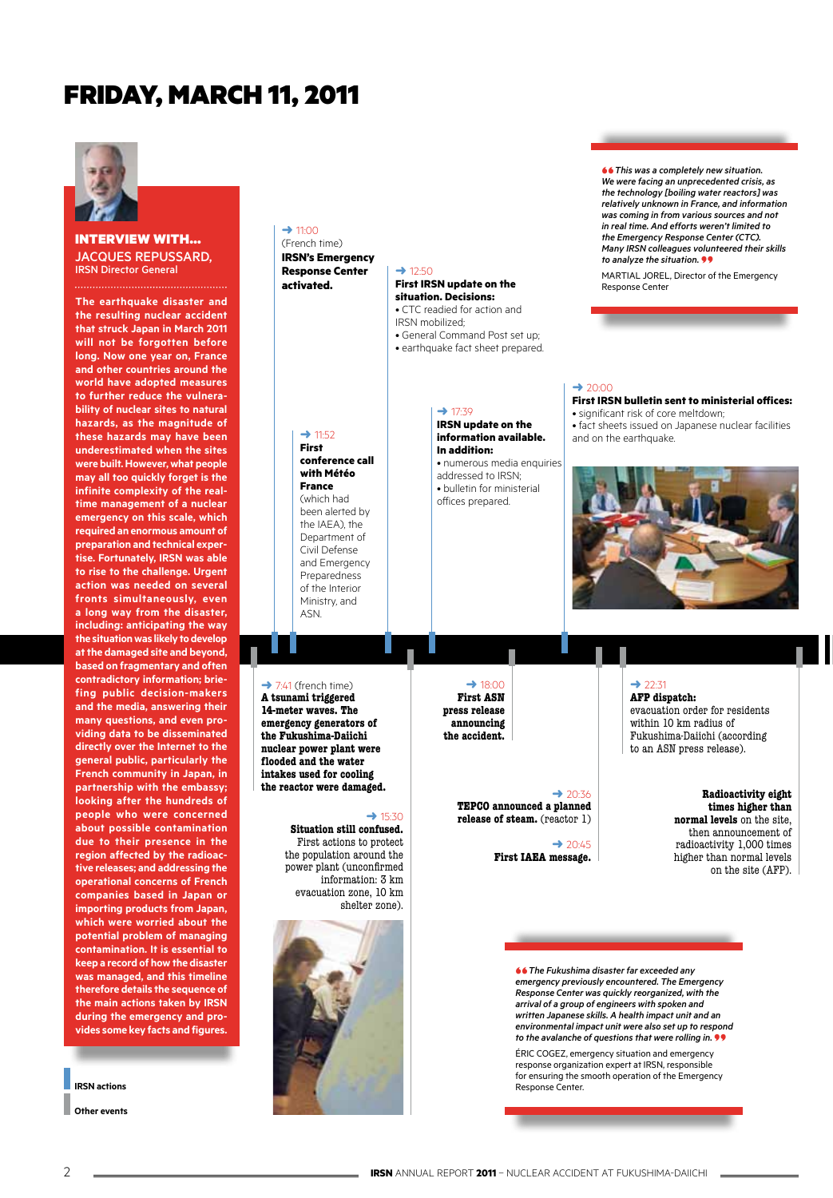# FRIDAY, MARCH 11, 2011

## INTERVIEW WITH... JACQUES REPUSSARD, IRSN Director General

**The earthquake disaster and the resulting nuclear accident that struck Japan in March 2011 will not be forgotten before long. Now one year on, France and other countries around the world have adopted measures to further reduce the vulnerability of nuclear sites to natural hazards, as the magnitude of these hazards may have been underestimated when the sites were built. However, what people may all too quickly forget is the infinite complexity of the real-time management of a nuclear emergency on this scale, which required an enormous amount of preparation and technical expertise. Fortunately, IRSN was able to rise to the challenge. Urgent action was needed on several fronts simultaneously, even a long way from the disaster, including: anticipating the way the situation was likely to develop at the damaged site and beyond, based on fragmentary and often contradictory information; briefing public decision-makers and the media, answering their many questions, and even providing data to be disseminated directly over the Internet to the general public, particularly the French community in Japan, in partnership with the embassy; looking after the hundreds of people who were concerned about possible contamination due to their presence in the region affected by the radioactive releases; and addressing the operational concerns of French companies based in Japan or importing products from Japan, which were worried about the potential problem of managing contamination. It is essential to keep a record of how the disaster was managed, and this timeline therefore details the sequence of the main actions taken by IRSN during the emergency and provides some key facts and figures.**

**IRSN actions**

**Other events**

→ 7:41 (french time)
**A tsunami triggered 14-meter waves. The emergency generators of the Fukushima-Daiichi nuclear power plant were flooded and the water intakes used for cooling the reactor were damaged.**

→ 11:00
(French time)
**IRSN's Emergency Response Center activated.**

→ 11:52
**First conference call with Météo France** (which had been alerted by the IAEA), the Department of Civil Defense and Emergency Preparedness of the Interior Ministry, and ASN.

→ 12:50
**First IRSN update on the situation. Decisions:**
- CTC readied for action and IRSN mobilized;
- General Command Post set up;
- earthquake fact sheet prepared.

→ 15:30
**Situation still confused.** First actions to protect the population around the power plant (unconfirmed information: 3 km evacuation zone, 10 km shelter zone).

→ 17:39
**IRSN update on the information available. In addition:**
- numerous media enquiries addressed to IRSN;
- bulletin for ministerial offices prepared.

→ 18:00
**First ASN press release announcing the accident.**

→ 20:00
**First IRSN bulletin sent to ministerial offices:**
- significant risk of core meltdown;
- fact sheets issued on Japanese nuclear facilities and on the earthquake.

→ 20:36
**TEPCO announced a planned release of steam.** (reactor 1)

→ 20:45
**First IAEA message.**

→ 22:31
**AFP dispatch:** evacuation order for residents within 10 km radius of Fukushima-Daiichi (according to an ASN press release).

**Radioactivity eight times higher than normal levels** on the site, then announcement of radioactivity 1,000 times higher than normal levels on the site (AFP).

*"This was a completely new situation. We were facing an unprecedented crisis, as the technology [boiling water reactors] was relatively unknown in France, and information was coming in from various sources and not in real time. And efforts weren't limited to the Emergency Response Center (CTC). Many IRSN colleagues volunteered their skills to analyze the situation."*

MARTIAL JOREL, Director of the Emergency Response Center

*"The Fukushima disaster far exceeded any emergency previously encountered. The Emergency Response Center was quickly reorganized, with the arrival of a group of engineers with spoken and written Japanese skills. A health impact unit and an environmental impact unit were also set up to respond to the avalanche of questions that were rolling in."*

ÉRIC COGEZ, emergency situation and emergency response organization expert at IRSN, responsible for ensuring the smooth operation of the Emergency Response Center.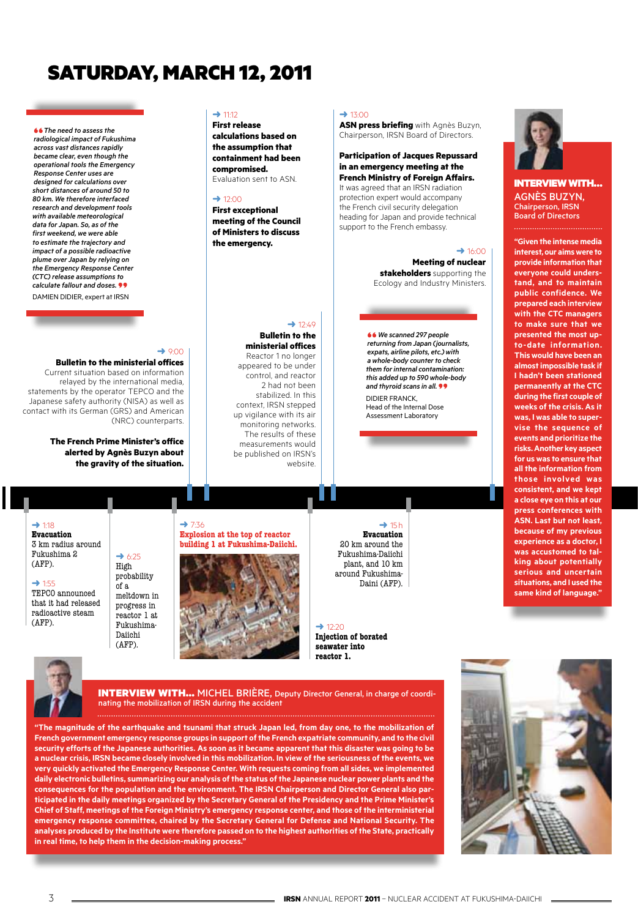# SATURDAY, MARCH 12, 2011

*“The need to assess the radiological impact of Fukushima across vast distances rapidly became clear, even though the operational tools the Emergency Response Center uses are designed for calculations over short distances of around 50 to 80 km. We therefore interfaced research and development tools with available meteorological data for Japan. So, as of the first weekend, we were able to estimate the trajectory and impact of a possible radioactive plume over Japan by relying on the Emergency Response Center (CTC) release assumptions to calculate fallout and doses.”*

DAMIEN DIDIER, expert at IRSN

→ 9:00
**Bulletin to the ministerial offices**
Current situation based on information relayed by the international media, statements by the operator TEPCO and the Japanese safety authority (NISA) as well as contact with its German (GRS) and American (NRC) counterparts.

**The French Prime Minister’s office alerted by Agnès Buzyn about the gravity of the situation.**

→ 11:12
**First release calculations based on the assumption that containment had been compromised.**
Evaluation sent to ASN.

→ 12:00
**First exceptional meeting of the Council of Ministers to discuss the emergency.**

→ 12:49
**Bulletin to the ministerial offices**
Reactor 1 no longer appeared to be under control, and reactor 2 had not been stabilized. In this context, IRSN stepped up vigilance with its air monitoring networks. The results of these measurements would be published on IRSN’s website.

→ 13:00
**ASN press briefing** with Agnès Buzyn, Chairperson, IRSN Board of Directors.

**Participation of Jacques Repussard in an emergency meeting at the French Ministry of Foreign Affairs.**
It was agreed that an IRSN radiation protection expert would accompany the French civil security delegation heading for Japan and provide technical support to the French embassy.

→ 16:00
**Meeting of nuclear stakeholders** supporting the Ecology and Industry Ministers.

*“We scanned 297 people returning from Japan (journalists, expats, airline pilots, etc.) with a whole-body counter to check them for internal contamination: this added up to 590 whole-body and thyroid scans in all.”*

DIDIER FRANCK,
Head of the Internal Dose Assessment Laboratory

## INTERVIEW WITH… AGNÈS BUZYN,
Chairperson, IRSN Board of Directors

**“Given the intense media interest, our aims were to provide information that everyone could understand, and to maintain public confidence. We prepared each interview with the CTC managers to make sure that we presented the most up-to-date information. This would have been an almost impossible task if I hadn’t been stationed permanently at the CTC during the first couple of weeks of the crisis. As it was, I was able to supervise the sequence of events and prioritize the risks. Another key aspect for us was to ensure that all the information from those involved was consistent, and we kept a close eye on this at our press conferences with ASN. Last but not least, because of my previous experience as a doctor, I was accustomed to talking about potentially serious and uncertain situations, and I used the same kind of language.”**

→ 1:18
**Evacuation**
3 km radius around Fukushima 2 (AFP).

→ 1:55
TEPCO announced that it had released radioactive steam (AFP).

→ 6:25
High probability of a meltdown in progress in reactor 1 at Fukushima-Daiichi (AFP).

→ 7:36
**Explosion at the top of reactor building 1 at Fukushima-Daiichi.**

→ 15 h
**Evacuation**
20 km around the Fukushima-Daiichi plant, and 10 km around Fukushima-Daini (AFP).

→ 12:20
**Injection of borated seawater into reactor 1.**

## INTERVIEW WITH… MICHEL BRIÈRE, Deputy Director General, in charge of coordinating the mobilization of IRSN during the accident

**“The magnitude of the earthquake and tsunami that struck Japan led, from day one, to the mobilization of French government emergency response groups in support of the French expatriate community, and to the civil security efforts of the Japanese authorities. As soon as it became apparent that this disaster was going to be a nuclear crisis, IRSN became closely involved in this mobilization. In view of the seriousness of the events, we very quickly activated the Emergency Response Center. With requests coming from all sides, we implemented daily electronic bulletins, summarizing our analysis of the status of the Japanese nuclear power plants and the consequences for the population and the environment. The IRSN Chairperson and Director General also participated in the daily meetings organized by the Secretary General of the Presidency and the Prime Minister’s Chief of Staff, meetings of the Foreign Ministry’s emergency response center, and those of the interministerial emergency response committee, chaired by the Secretary General for Defense and National Security. The analyses produced by the Institute were therefore passed on to the highest authorities of the State, practically in real time, to help them in the decision-making process.”**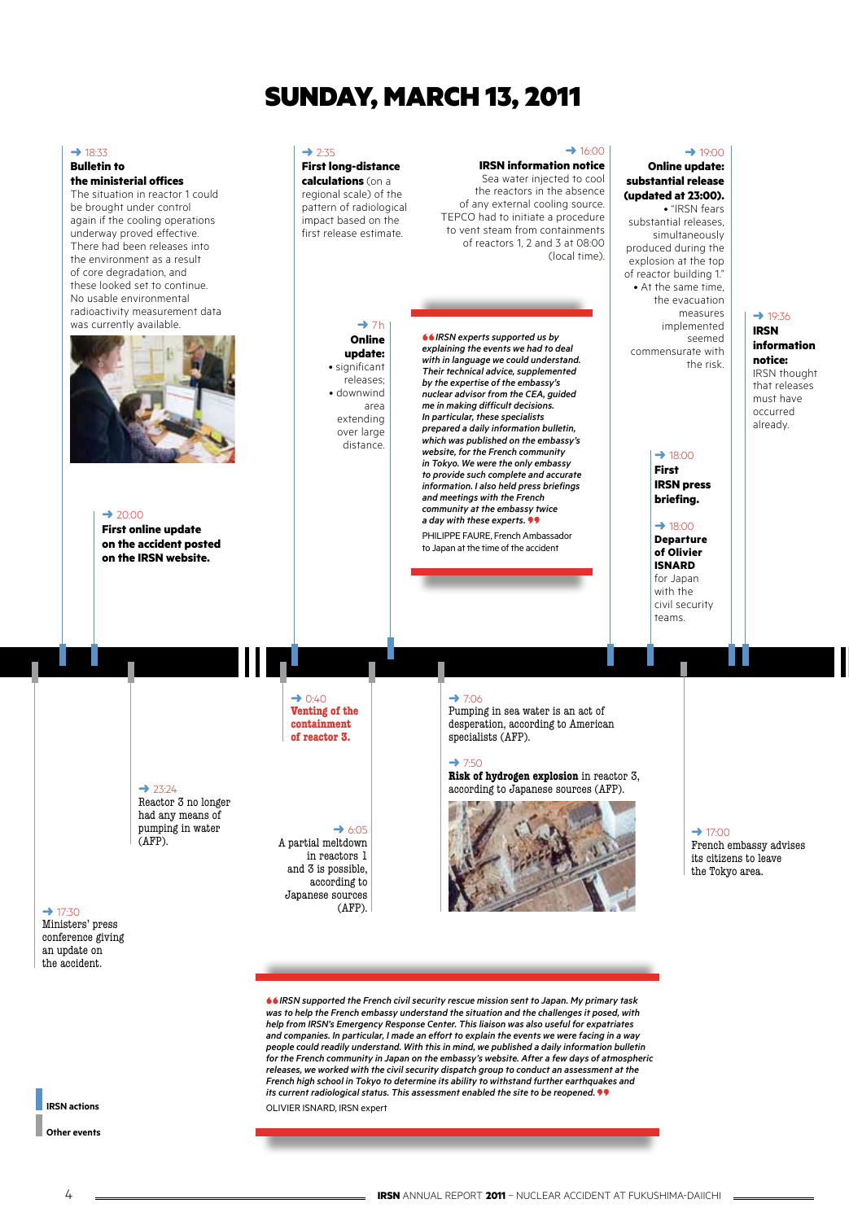# SUNDAY, MARCH 13, 2011

➜ 18:33
**Bulletin to the ministerial offices**
The situation in reactor 1 could be brought under control again if the cooling operations underway proved effective. There had been releases into the environment as a result of core degradation, and these looked set to continue. No usable environmental radioactivity measurement data was currently available.

➜ 20:00
**First online update on the accident posted on the IRSN website.**

➜ 2:35
**First long-distance calculations** (on a regional scale) of the pattern of radiological impact based on the first release estimate.

➜ 7h
**Online update:**
- significant releases;
- downwind area extending over large distance.

➜ 16:00
**IRSN information notice**
Sea water injected to cool the reactors in the absence of any external cooling source. TEPCO had to initiate a procedure to vent steam from containments of reactors 1, 2 and 3 at 08:00 (local time).

*"IRSN experts supported us by explaining the events we had to deal with in language we could understand. Their technical advice, supplemented by the expertise of the embassy's nuclear advisor from the CEA, guided me in making difficult decisions. In particular, these specialists prepared a daily information bulletin, which was published on the embassy's website, for the French community in Tokyo. We were the only embassy to provide such complete and accurate information. I also held press briefings and meetings with the French community at the embassy twice a day with these experts."*
PHILIPPE FAURE, French Ambassador to Japan at the time of the accident

➜ 19:00
**Online update: substantial release (updated at 23:00).**
- "IRSN fears substantial releases, simultaneously produced during the explosion at the top of reactor building 1."
- At the same time, the evacuation measures implemented seemed commensurate with the risk.

➜ 18:00
**First IRSN press briefing.**

➜ 18:00
**Departure of Olivier ISNARD** for Japan with the civil security teams.

➜ 19:36
**IRSN information notice:**
IRSN thought that releases must have occurred already.

➜ 17:30
Ministers' press conference giving an update on the accident.

➜ 23:24
Reactor 3 no longer had any means of pumping in water (AFP).

➜ 0:40
**Venting of the containment of reactor 3.**

➜ 6:05
A partial meltdown in reactors 1 and 3 is possible, according to Japanese sources (AFP).

➜ 7:06
Pumping in sea water is an act of desperation, according to American specialists (AFP).

➜ 7:50
**Risk of hydrogen explosion** in reactor 3, according to Japanese sources (AFP).

➜ 17:00
French embassy advises its citizens to leave the Tokyo area.

*"IRSN supported the French civil security rescue mission sent to Japan. My primary task was to help the French embassy understand the situation and the challenges it posed, with help from IRSN's Emergency Response Center. This liaison was also useful for expatriates and companies. In particular, I made an effort to explain the events we were facing in a way people could readily understand. With this in mind, we published a daily information bulletin for the French community in Japan on the embassy's website. After a few days of atmospheric releases, we worked with the civil security dispatch group to conduct an assessment at the French high school in Tokyo to determine its ability to withstand further earthquakes and its current radiological status. This assessment enabled the site to be reopened."*
OLIVIER ISNARD, IRSN expert

**IRSN actions**
**Other events**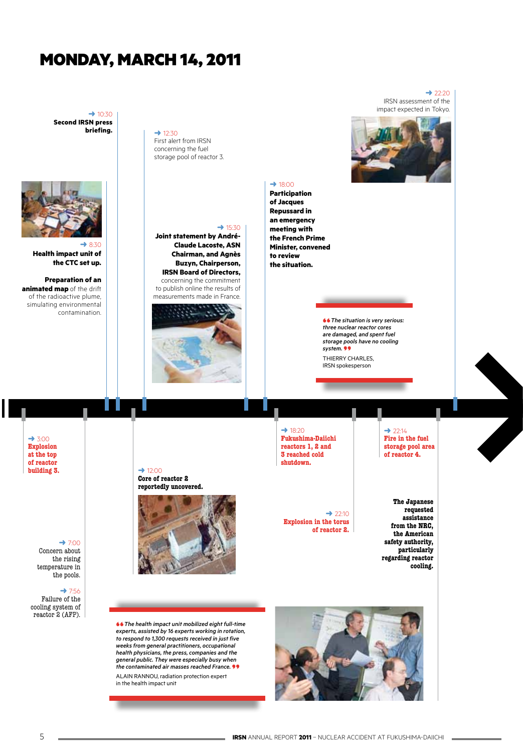# MONDAY, MARCH 14, 2011

→ 3:00
**Explosion at the top of reactor building 3.**

→ 7:00
Concern about the rising temperature in the pools.

→ 7:56
Failure of the cooling system of reactor 2 (AFP).

→ 8:30
**Health impact unit of the CTC set up.**

**Preparation of an animated map** of the drift of the radioactive plume, simulating environmental contamination.

→ 10:30
**Second IRSN press briefing.**

→ 12:00
**Core of reactor 2 reportedly uncovered.**

→ 12:30
First alert from IRSN concerning the fuel storage pool of reactor 3.

→ 15:30
**Joint statement by André-Claude Lacoste, ASN Chairman, and Agnès Buzyn, Chairperson, IRSN Board of Directors,** concerning the commitment to publish online the results of measurements made in France.

→ 18:00
**Participation of Jacques Repussard in an emergency meeting with the French Prime Minister, convened to review the situation.**

→ 18:20
**Fukushima-Daiichi reactors 1, 2 and 3 reached cold shutdown.**

→ 22:10
**Explosion in the torus of reactor 2.**

→ 22:14
**Fire in the fuel storage pool area of reactor 4.**

**The Japanese requested assistance from the NRC, the American safety authority, particularly regarding reactor cooling.**

→ 22:20
IRSN assessment of the impact expected in Tokyo.

> *"The situation is very serious: three nuclear reactor cores are damaged, and spent fuel storage pools have no cooling system."*
>
> THIERRY CHARLES, IRSN spokesperson

> *"The health impact unit mobilized eight full-time experts, assisted by 16 experts working in rotation, to respond to 1,300 requests received in just five weeks from general practitioners, occupational health physicians, the press, companies and the general public. They were especially busy when the contaminated air masses reached France."*
>
> ALAIN RANNOU, radiation protection expert in the health impact unit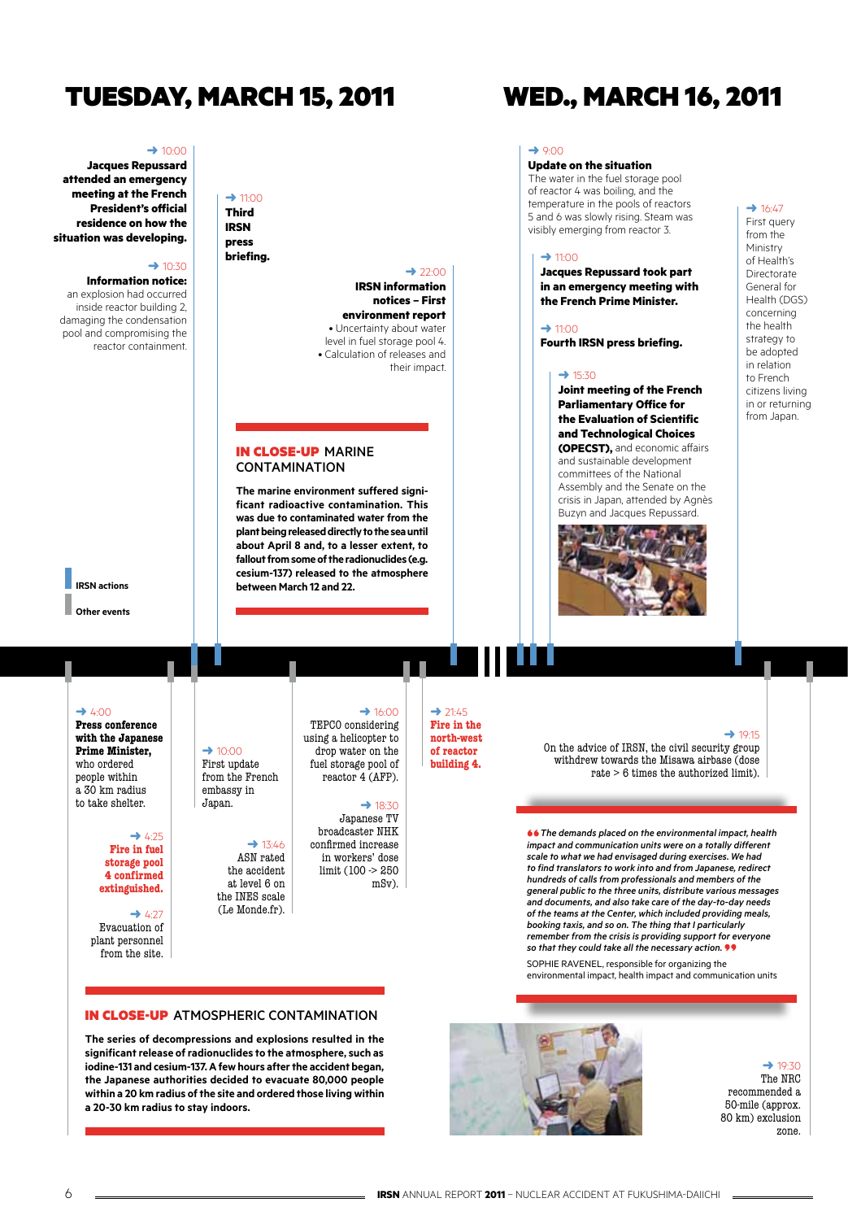# TUESDAY, MARCH 15, 2011

→ 10:00
**Jacques Repussard attended an emergency meeting at the French President's official residence on how the situation was developing.**

→ 10:30
**Information notice:** an explosion had occurred inside reactor building 2, damaging the condensation pool and compromising the reactor containment.

→ 11:00
**Third IRSN press briefing.**

→ 22:00
**IRSN information notices – First environment report**
- Uncertainty about water level in fuel storage pool 4.
- Calculation of releases and their impact.

## IN CLOSE-UP MARINE CONTAMINATION

**The marine environment suffered significant radioactive contamination. This was due to contaminated water from the plant being released directly to the sea until about April 8 and, to a lesser extent, to fallout from some of the radionuclides (e.g. cesium-137) released to the atmosphere between March 12 and 22.**

IRSN actions

Other events

→ 4:00
**Press conference with the Japanese Prime Minister,** who ordered people within a 30 km radius to take shelter.

→ 4:25
**Fire in fuel storage pool 4 confirmed extinguished.**

→ 4:27
Evacuation of plant personnel from the site.

→ 10:00
First update from the French embassy in Japan.

→ 13:46
ASN rated the accident at level 6 on the INES scale (Le Monde.fr).

→ 16:00
TEPCO considering using a helicopter to drop water on the fuel storage pool of reactor 4 (AFP).

→ 18:30
Japanese TV broadcaster NHK confirmed increase in workers' dose limit (100 -> 250 mSv).

→ 21:45
**Fire in the north-west of reactor building 4.**

## IN CLOSE-UP ATMOSPHERIC CONTAMINATION

**The series of decompressions and explosions resulted in the significant release of radionuclides to the atmosphere, such as iodine-131 and cesium-137. A few hours after the accident began, the Japanese authorities decided to evacuate 80,000 people within a 20 km radius of the site and ordered those living within a 20-30 km radius to stay indoors.**

# WED., MARCH 16, 2011

→ 9:00
**Update on the situation**
The water in the fuel storage pool of reactor 4 was boiling, and the temperature in the pools of reactors 5 and 6 was slowly rising. Steam was visibly emerging from reactor 3.

→ 11:00
**Jacques Repussard took part in an emergency meeting with the French Prime Minister.**

→ 11:00
**Fourth IRSN press briefing.**

→ 15:30
**Joint meeting of the French Parliamentary Office for the Evaluation of Scientific and Technological Choices (OPECST),** and economic affairs and sustainable development committees of the National Assembly and the Senate on the crisis in Japan, attended by Agnès Buzyn and Jacques Repussard.

→ 16:47
First query from the Ministry of Health's Directorate General for Health (DGS) concerning the health strategy to be adopted in relation to French citizens living in or returning from Japan.

→ 19:15
On the advice of IRSN, the civil security group withdrew towards the Misawa airbase (dose rate > 6 times the authorized limit).

*"The demands placed on the environmental impact, health impact and communication units were on a totally different scale to what we had envisaged during exercises. We had to find translators to work into and from Japanese, redirect hundreds of calls from professionals and members of the general public to the three units, distribute various messages and documents, and also take care of the day-to-day needs of the teams at the Center, which included providing meals, booking taxis, and so on. The thing that I particularly remember from the crisis is providing support for everyone so that they could take all the necessary action."*

SOPHIE RAVENEL, responsible for organizing the environmental impact, health impact and communication units

→ 19:30
The NRC recommended a 50-mile (approx. 80 km) exclusion zone.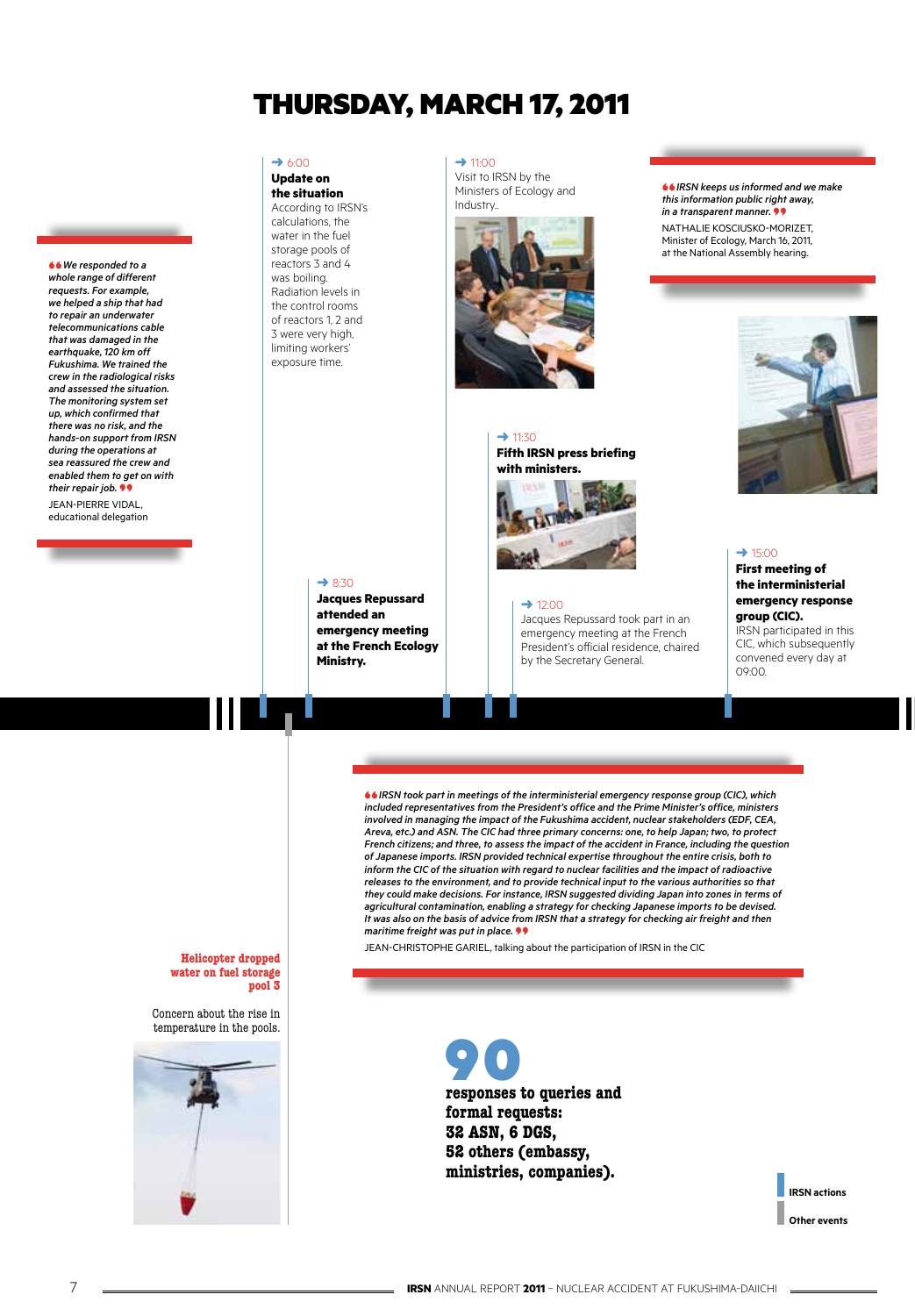# THURSDAY, MARCH 17, 2011

*"We responded to a whole range of different requests. For example, we helped a ship that had to repair an underwater telecommunications cable that was damaged in the earthquake, 120 km off Fukushima. We trained the crew in the radiological risks and assessed the situation. The monitoring system set up, which confirmed that there was no risk, and the hands-on support from IRSN during the operations at sea reassured the crew and enabled them to get on with their repair job."*

JEAN-PIERRE VIDAL, educational delegation

→ 6:00
**Update on the situation**
According to IRSN's calculations, the water in the fuel storage pools of reactors 3 and 4 was boiling. Radiation levels in the control rooms of reactors 1, 2 and 3 were very high, limiting workers' exposure time.

→ 8:30
**Jacques Repussard attended an emergency meeting at the French Ecology Ministry.**

→ 11:00
Visit to IRSN by the Ministers of Ecology and Industry..

→ 11:30
**Fifth IRSN press briefing with ministers.**

→ 12:00
Jacques Repussard took part in an emergency meeting at the French President's official residence, chaired by the Secretary General.

*"IRSN keeps us informed and we make this information public right away, in a transparent manner."*

NATHALIE KOSCIUSKO-MORIZET, Minister of Ecology, March 16, 2011, at the National Assembly hearing.

→ 15:00
**First meeting of the interministerial emergency response group (CIC).**
IRSN participated in this CIC, which subsequently convened every day at 09:00.

**Helicopter dropped water on fuel storage pool 3**

Concern about the rise in temperature in the pools.

*"IRSN took part in meetings of the interministerial emergency response group (CIC), which included representatives from the President's office and the Prime Minister's office, ministers involved in managing the impact of the Fukushima accident, nuclear stakeholders (EDF, CEA, Areva, etc.) and ASN. The CIC had three primary concerns: one, to help Japan; two, to protect French citizens; and three, to assess the impact of the accident in France, including the question of Japanese imports. IRSN provided technical expertise throughout the entire crisis, both to inform the CIC of the situation with regard to nuclear facilities and the impact of radioactive releases to the environment, and to provide technical input to the various authorities so that they could make decisions. For instance, IRSN suggested dividing Japan into zones in terms of agricultural contamination, enabling a strategy for checking Japanese imports to be devised. It was also on the basis of advice from IRSN that a strategy for checking air freight and then maritime freight was put in place."*

JEAN-CHRISTOPHE GARIEL, talking about the participation of IRSN in the CIC

**90**
**responses to queries and formal requests:**
**32 ASN, 6 DGS,**
**52 others (embassy, ministries, companies).**

IRSN actions
Other events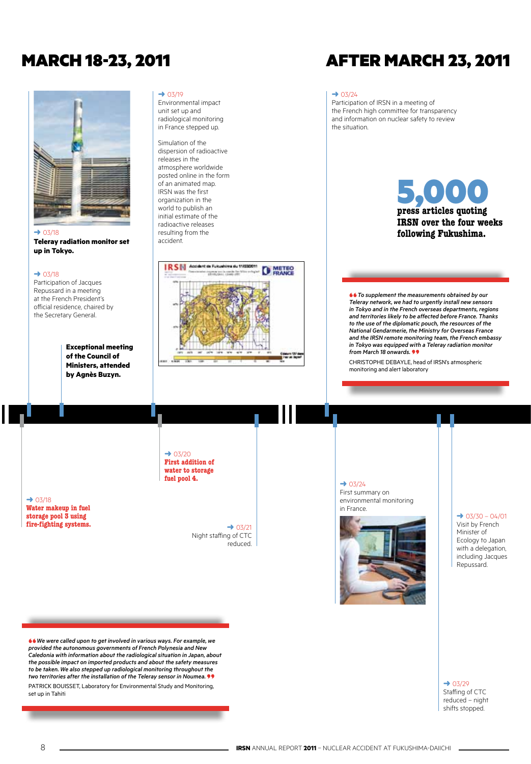# MARCH 18-23, 2011

→ 03/18
**Teleray radiation monitor set up in Tokyo.**

→ 03/18
Participation of Jacques Repussard in a meeting at the French President's official residence, chaired by the Secretary General.

**Exceptional meeting of the Council of Ministers, attended by Agnès Buzyn.**

→ 03/19
Environmental impact unit set up and radiological monitoring in France stepped up.

Simulation of the dispersion of radioactive releases in the atmosphere worldwide posted online in the form of an animated map. IRSN was the first organization in the world to publish an initial estimate of the radioactive releases resulting from the accident.

→ 03/18
**Water makeup in fuel storage pool 3 using fire-fighting systems.**

→ 03/20
**First addition of water to storage fuel pool 4.**

→ 03/21
Night staffing of CTC reduced.

*"We were called upon to get involved in various ways. For example, we provided the autonomous governments of French Polynesia and New Caledonia with information about the radiological situation in Japan, about the possible impact on imported products and about the safety measures to be taken. We also stepped up radiological monitoring throughout the two territories after the installation of the Teleray sensor in Noumea."*

PATRICK BOUISSET, Laboratory for Environmental Study and Monitoring, set up in Tahiti

# AFTER MARCH 23, 2011

→ 03/24
Participation of IRSN in a meeting of the French high committee for transparency and information on nuclear safety to review the situation.

**5,000**
**press articles quoting IRSN over the four weeks following Fukushima.**

*"To supplement the measurements obtained by our Teleray network, we had to urgently install new sensors in Tokyo and in the French overseas departments, regions and territories likely to be affected before France. Thanks to the use of the diplomatic pouch, the resources of the National Gendarmerie, the Ministry for Overseas France and the IRSN remote monitoring team, the French embassy in Tokyo was equipped with a Teleray radiation monitor from March 18 onwards."*

CHRISTOPHE DEBAYLE, head of IRSN's atmospheric monitoring and alert laboratory

→ 03/24
First summary on environmental monitoring in France.

→ 03/30 – 04/01
Visit by French Minister of Ecology to Japan with a delegation, including Jacques Repussard.

→ 03/29
Staffing of CTC reduced – night shifts stopped.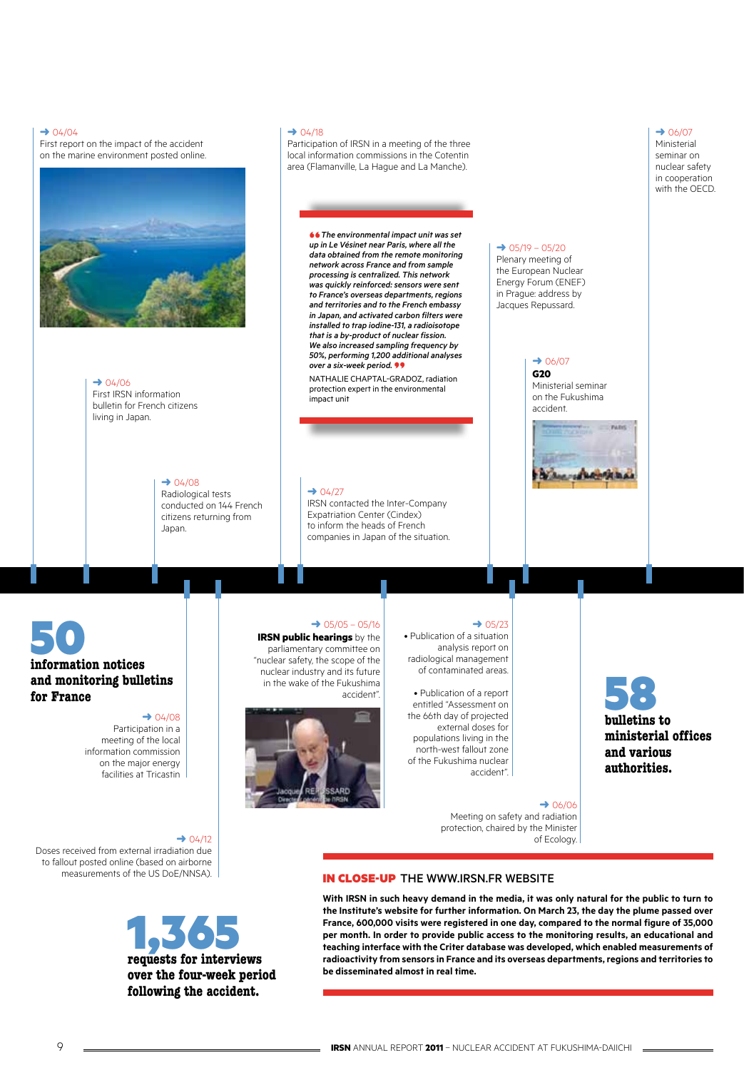→ 04/04
First report on the impact of the accident on the marine environment posted online.

→ 04/06
First IRSN information bulletin for French citizens living in Japan.

→ 04/08
Radiological tests conducted on 144 French citizens returning from Japan.

→ 04/18
Participation of IRSN in a meeting of the three local information commissions in the Cotentin area (Flamanville, La Hague and La Manche).

*“The environmental impact unit was set up in Le Vésinet near Paris, where all the data obtained from the remote monitoring network across France and from sample processing is centralized. This network was quickly reinforced: sensors were sent to France's overseas departments, regions and territories and to the French embassy in Japan, and activated carbon filters were installed to trap iodine-131, a radioisotope that is a by-product of nuclear fission. We also increased sampling frequency by 50%, performing 1,200 additional analyses over a six-week period.”*

NATHALIE CHAPTAL-GRADOZ, radiation protection expert in the environmental impact unit

→ 04/27
IRSN contacted the Inter-Company Expatriation Center (Cindex) to inform the heads of French companies in Japan of the situation.

→ 05/19 – 05/20
Plenary meeting of the European Nuclear Energy Forum (ENEF) in Prague: address by Jacques Repussard.

→ 06/07
**G20**
Ministerial seminar on the Fukushima accident.

→ 06/07
Ministerial seminar on nuclear safety in cooperation with the OECD.

**50**
**information notices and monitoring bulletins for France**

→ 04/08
Participation in a meeting of the local information commission on the major energy facilities at Tricastin

→ 04/12
Doses received from external irradiation due to fallout posted online (based on airborne measurements of the US DoE/NNSA).

**1,365**
**requests for interviews over the four-week period following the accident.**

→ 05/05 – 05/16
**IRSN public hearings** by the parliamentary committee on “nuclear safety, the scope of the nuclear industry and its future in the wake of the Fukushima accident”.

→ 05/23
- Publication of a situation analysis report on radiological management of contaminated areas.
- Publication of a report entitled “Assessment on the 66th day of projected external doses for populations living in the north-west fallout zone of the Fukushima nuclear accident”.

→ 06/06
Meeting on safety and radiation protection, chaired by the Minister of Ecology.

**58**
**bulletins to ministerial offices and various authorities.**

## IN CLOSE-UP THE WWW.IRSN.FR WEBSITE

**With IRSN in such heavy demand in the media, it was only natural for the public to turn to the Institute's website for further information. On March 23, the day the plume passed over France, 600,000 visits were registered in one day, compared to the normal figure of 35,000 per month. In order to provide public access to the monitoring results, an educational and teaching interface with the Criter database was developed, which enabled measurements of radioactivity from sensors in France and its overseas departments, regions and territories to be disseminated almost in real time.**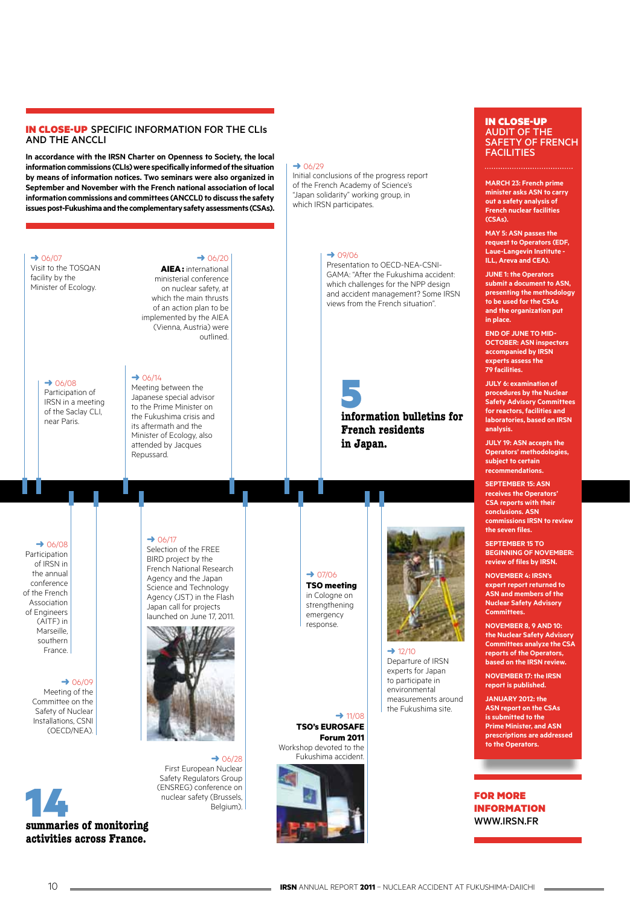## IN CLOSE-UP SPECIFIC INFORMATION FOR THE CLIs AND THE ANCCLI

**In accordance with the IRSN Charter on Openness to Society, the local information commissions (CLIs) were specifically informed of the situation by means of information notices. Two seminars were also organized in September and November with the French national association of local information commissions and committees (ANCCLI) to discuss the safety issues post-Fukushima and the complementary safety assessments (CSAs).**

→ 06/29
Initial conclusions of the progress report of the French Academy of Science's "Japan solidarity" working group, in which IRSN participates.

→ 06/07
Visit to the TOSQAN facility by the Minister of Ecology.

→ 06/20
**AIEA:** international ministerial conference on nuclear safety, at which the main thrusts of an action plan to be implemented by the AIEA (Vienna, Austria) were outlined.

→ 09/06
Presentation to OECD-NEA-CSNI-GAMA: "After the Fukushima accident: which challenges for the NPP design and accident management? Some IRSN views from the French situation".

→ 06/08
Participation of IRSN in a meeting of the Saclay CLI, near Paris.

→ 06/14
Meeting between the Japanese special advisor to the Prime Minister on the Fukushima crisis and its aftermath and the Minister of Ecology, also attended by Jacques Repussard.

**5**
**information bulletins for French residents in Japan.**

→ 06/08
Participation of IRSN in the annual conference of the French Association of Engineers (AITF) in Marseille, southern France.

→ 06/09
Meeting of the Committee on the Safety of Nuclear Installations, CSNI (OECD/NEA).

→ 06/17
Selection of the FREE BIRD project by the French National Research Agency and the Japan Science and Technology Agency (JST) in the Flash Japan call for projects launched on June 17, 2011.

→ 07/06
**TSO meeting** in Cologne on strengthening emergency response.

→ 12/10
Departure of IRSN experts for Japan to participate in environmental measurements around the Fukushima site.

→ 11/08
**TSO's EUROSAFE Forum 2011**
Workshop devoted to the Fukushima accident.

→ 06/28
First European Nuclear Safety Regulators Group (ENSREG) conference on nuclear safety (Brussels, Belgium).

**14**
**summaries of monitoring activities across France.**

## IN CLOSE-UP AUDIT OF THE SAFETY OF FRENCH FACILITIES

**MARCH 23: French prime minister asks ASN to carry out a safety analysis of French nuclear facilities (CSAs).**

**MAY 5: ASN passes the request to Operators (EDF, Laue-Langevin Institute - ILL, Areva and CEA).**

**JUNE 1: the Operators submit a document to ASN, presenting the methodology to be used for the CSAs and the organization put in place.**

**END OF JUNE TO MID-OCTOBER: ASN inspectors accompanied by IRSN experts assess the 79 facilities.**

**JULY 6: examination of procedures by the Nuclear Safety Advisory Committees for reactors, facilities and laboratories, based on IRSN analysis.**

**JULY 19: ASN accepts the Operators' methodologies, subject to certain recommendations.**

**SEPTEMBER 15: ASN receives the Operators' CSA reports with their conclusions. ASN commissions IRSN to review the seven files.**

**SEPTEMBER 15 TO BEGINNING OF NOVEMBER: review of files by IRSN.**

**NOVEMBER 4: IRSN's expert report returned to ASN and members of the Nuclear Safety Advisory Committees.**

**NOVEMBER 8, 9 AND 10: the Nuclear Safety Advisory Committees analyze the CSA reports of the Operators, based on the IRSN review.**

**NOVEMBER 17: the IRSN report is published.**

**JANUARY 2012: the ASN report on the CSAs is submitted to the Prime Minister, and ASN prescriptions are addressed to the Operators.**

**FOR MORE INFORMATION**
WWW.IRSN.FR